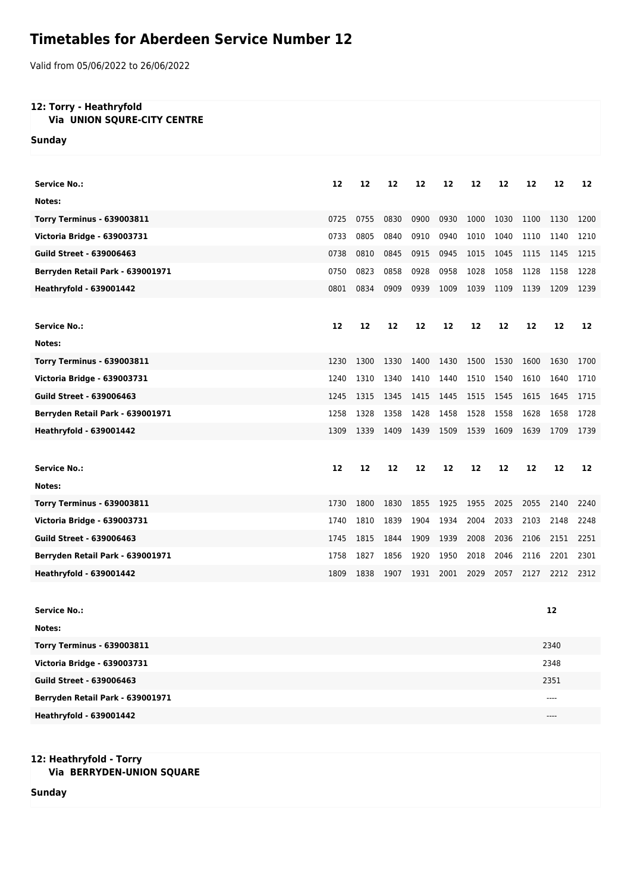# Timetables for Aberdeen Service Number 12

Valid from 05/06/2022 to 26/06/2022

### 12: Torry - Heathryfold
**Via UNION SQURE-CITY CENTRE**

**Sunday**

| Service No.: | 12 | 12 | 12 | 12 | 12 | 12 | 12 | 12 | 12 | 12 |
|---|---|---|---|---|---|---|---|---|---|---|
| Notes: | | | | | | | | | | |
| Torry Terminus - 639003811 | 0725 | 0755 | 0830 | 0900 | 0930 | 1000 | 1030 | 1100 | 1130 | 1200 |
| Victoria Bridge - 639003731 | 0733 | 0805 | 0840 | 0910 | 0940 | 1010 | 1040 | 1110 | 1140 | 1210 |
| Guild Street - 639006463 | 0738 | 0810 | 0845 | 0915 | 0945 | 1015 | 1045 | 1115 | 1145 | 1215 |
| Berryden Retail Park - 639001971 | 0750 | 0823 | 0858 | 0928 | 0958 | 1028 | 1058 | 1128 | 1158 | 1228 |
| Heathryfold - 639001442 | 0801 | 0834 | 0909 | 0939 | 1009 | 1039 | 1109 | 1139 | 1209 | 1239 |

| Service No.: | 12 | 12 | 12 | 12 | 12 | 12 | 12 | 12 | 12 | 12 |
|---|---|---|---|---|---|---|---|---|---|---|
| Notes: | | | | | | | | | | |
| Torry Terminus - 639003811 | 1230 | 1300 | 1330 | 1400 | 1430 | 1500 | 1530 | 1600 | 1630 | 1700 |
| Victoria Bridge - 639003731 | 1240 | 1310 | 1340 | 1410 | 1440 | 1510 | 1540 | 1610 | 1640 | 1710 |
| Guild Street - 639006463 | 1245 | 1315 | 1345 | 1415 | 1445 | 1515 | 1545 | 1615 | 1645 | 1715 |
| Berryden Retail Park - 639001971 | 1258 | 1328 | 1358 | 1428 | 1458 | 1528 | 1558 | 1628 | 1658 | 1728 |
| Heathryfold - 639001442 | 1309 | 1339 | 1409 | 1439 | 1509 | 1539 | 1609 | 1639 | 1709 | 1739 |

| Service No.: | 12 | 12 | 12 | 12 | 12 | 12 | 12 | 12 | 12 | 12 |
|---|---|---|---|---|---|---|---|---|---|---|
| Notes: | | | | | | | | | | |
| Torry Terminus - 639003811 | 1730 | 1800 | 1830 | 1855 | 1925 | 1955 | 2025 | 2055 | 2140 | 2240 |
| Victoria Bridge - 639003731 | 1740 | 1810 | 1839 | 1904 | 1934 | 2004 | 2033 | 2103 | 2148 | 2248 |
| Guild Street - 639006463 | 1745 | 1815 | 1844 | 1909 | 1939 | 2008 | 2036 | 2106 | 2151 | 2251 |
| Berryden Retail Park - 639001971 | 1758 | 1827 | 1856 | 1920 | 1950 | 2018 | 2046 | 2116 | 2201 | 2301 |
| Heathryfold - 639001442 | 1809 | 1838 | 1907 | 1931 | 2001 | 2029 | 2057 | 2127 | 2212 | 2312 |

| Service No.: | 12 |
|---|---|
| Notes: | |
| Torry Terminus - 639003811 | 2340 |
| Victoria Bridge - 639003731 | 2348 |
| Guild Street - 639006463 | 2351 |
| Berryden Retail Park - 639001971 | ---- |
| Heathryfold - 639001442 | ---- |

### 12: Heathryfold - Torry
**Via BERRYDEN-UNION SQUARE**

**Sunday**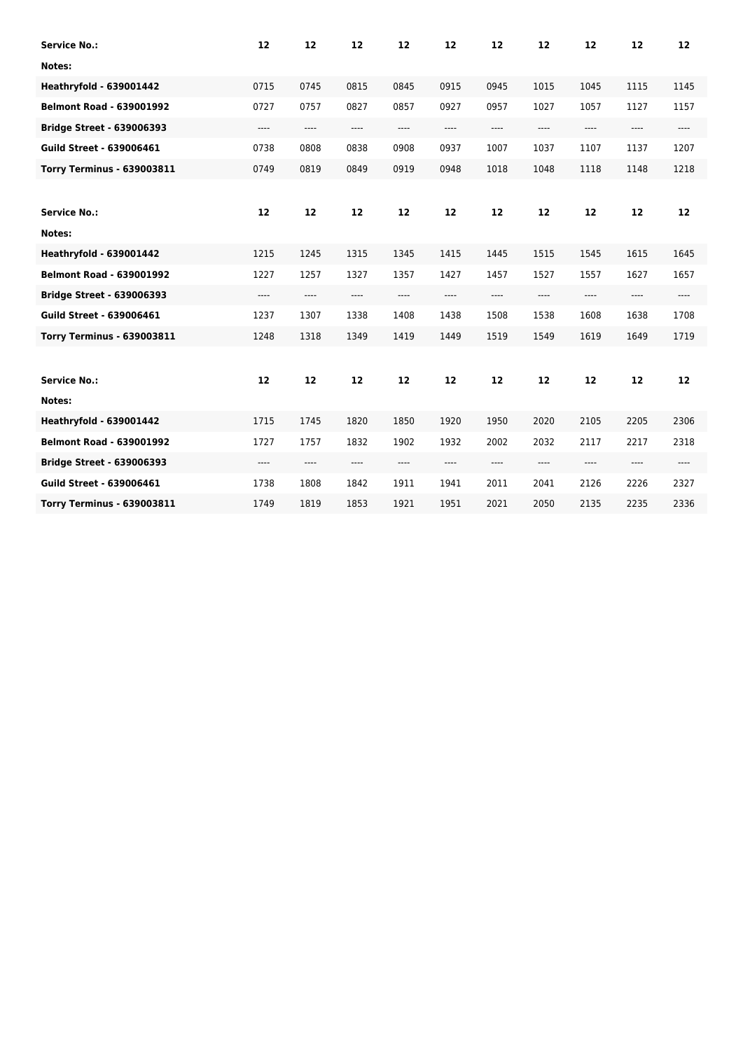| Service No.: | 12 | 12 | 12 | 12 | 12 | 12 | 12 | 12 | 12 | 12 |
|---|---|---|---|---|---|---|---|---|---|---|
| Notes: | | | | | | | | | | |
| Heathryfold - 639001442 | 0715 | 0745 | 0815 | 0845 | 0915 | 0945 | 1015 | 1045 | 1115 | 1145 |
| Belmont Road - 639001992 | 0727 | 0757 | 0827 | 0857 | 0927 | 0957 | 1027 | 1057 | 1127 | 1157 |
| Bridge Street - 639006393 | ---- | ---- | ---- | ---- | ---- | ---- | ---- | ---- | ---- | ---- |
| Guild Street - 639006461 | 0738 | 0808 | 0838 | 0908 | 0937 | 1007 | 1037 | 1107 | 1137 | 1207 |
| Torry Terminus - 639003811 | 0749 | 0819 | 0849 | 0919 | 0948 | 1018 | 1048 | 1118 | 1148 | 1218 |

| Service No.: | 12 | 12 | 12 | 12 | 12 | 12 | 12 | 12 | 12 | 12 |
|---|---|---|---|---|---|---|---|---|---|---|
| Notes: | | | | | | | | | | |
| Heathryfold - 639001442 | 1215 | 1245 | 1315 | 1345 | 1415 | 1445 | 1515 | 1545 | 1615 | 1645 |
| Belmont Road - 639001992 | 1227 | 1257 | 1327 | 1357 | 1427 | 1457 | 1527 | 1557 | 1627 | 1657 |
| Bridge Street - 639006393 | ---- | ---- | ---- | ---- | ---- | ---- | ---- | ---- | ---- | ---- |
| Guild Street - 639006461 | 1237 | 1307 | 1338 | 1408 | 1438 | 1508 | 1538 | 1608 | 1638 | 1708 |
| Torry Terminus - 639003811 | 1248 | 1318 | 1349 | 1419 | 1449 | 1519 | 1549 | 1619 | 1649 | 1719 |

| Service No.: | 12 | 12 | 12 | 12 | 12 | 12 | 12 | 12 | 12 | 12 |
|---|---|---|---|---|---|---|---|---|---|---|
| Notes: | | | | | | | | | | |
| Heathryfold - 639001442 | 1715 | 1745 | 1820 | 1850 | 1920 | 1950 | 2020 | 2105 | 2205 | 2306 |
| Belmont Road - 639001992 | 1727 | 1757 | 1832 | 1902 | 1932 | 2002 | 2032 | 2117 | 2217 | 2318 |
| Bridge Street - 639006393 | ---- | ---- | ---- | ---- | ---- | ---- | ---- | ---- | ---- | ---- |
| Guild Street - 639006461 | 1738 | 1808 | 1842 | 1911 | 1941 | 2011 | 2041 | 2126 | 2226 | 2327 |
| Torry Terminus - 639003811 | 1749 | 1819 | 1853 | 1921 | 1951 | 2021 | 2050 | 2135 | 2235 | 2336 |